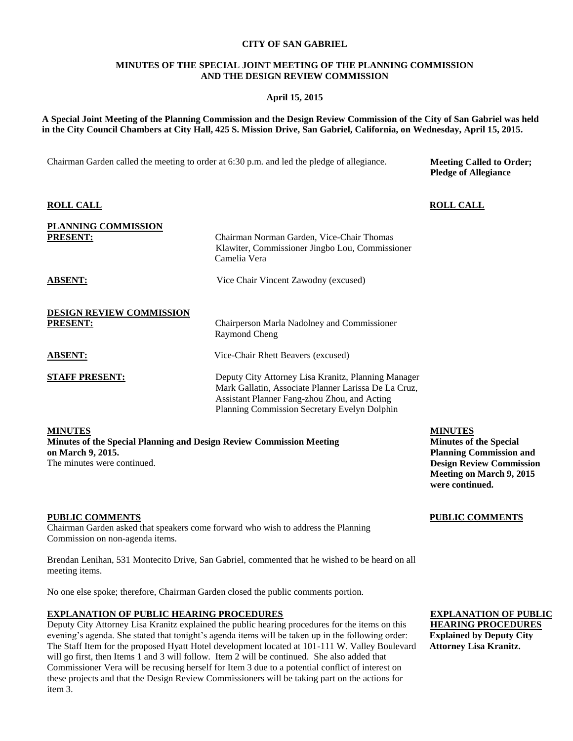**CITY OF SAN GABRIEL**

**MINUTES OF THE SPECIAL JOINT MEETING OF THE PLANNING COMMISSION AND THE DESIGN REVIEW COMMISSION**

**April 15, 2015**

**A Special Joint Meeting of the Planning Commission and the Design Review Commission of the City of San Gabriel was held in the City Council Chambers at City Hall, 425 S. Mission Drive, San Gabriel, California, on Wednesday, April 15, 2015.**

**Meeting Called to Order; Pledge of Allegiance**

Chairman Garden called the meeting to order at 6:30 p.m. and led the pledge of allegiance.

**ROLL CALL**

**PLANNING COMMISSION**

**PRESENT:** Chairman Norman Garden, Vice-Chair Thomas Klawiter, Commissioner Jingbo Lou, Commissioner Camelia Vera

**ABSENT:** Vice Chair Vincent Zawodny (excused)

**DESIGN REVIEW COMMISSION**

**PRESENT:** Chairperson Marla Nadolney and Commissioner Raymond Cheng

**ABSENT:** Vice-Chair Rhett Beavers (excused)

**STAFF PRESENT:** Deputy City Attorney Lisa Kranitz, Planning Manager Mark Gallatin, Associate Planner Larissa De La Cruz, Assistant Planner Fang-zhou Zhou, and Acting Planning Commission Secretary Evelyn Dolphin

**MINUTES**

**Minutes of the Special Planning Commission and Design Review Commission Meeting on March 9, 2015 were continued.**

**Minutes of the Special Planning and Design Review Commission Meeting on March 9, 2015.**
The minutes were continued.

**PUBLIC COMMENTS**

Chairman Garden asked that speakers come forward who wish to address the Planning Commission on non-agenda items.

Brendan Lenihan, 531 Montecito Drive, San Gabriel, commented that he wished to be heard on all meeting items.

No one else spoke; therefore, Chairman Garden closed the public comments portion.

**EXPLANATION OF PUBLIC HEARING PROCEDURES**

**Explained by Deputy City Attorney Lisa Kranitz.**

Deputy City Attorney Lisa Kranitz explained the public hearing procedures for the items on this evening's agenda. She stated that tonight's agenda items will be taken up in the following order: The Staff Item for the proposed Hyatt Hotel development located at 101-111 W. Valley Boulevard will go first, then Items 1 and 3 will follow. Item 2 will be continued. She also added that Commissioner Vera will be recusing herself for Item 3 due to a potential conflict of interest on these projects and that the Design Review Commissioners will be taking part on the actions for item 3.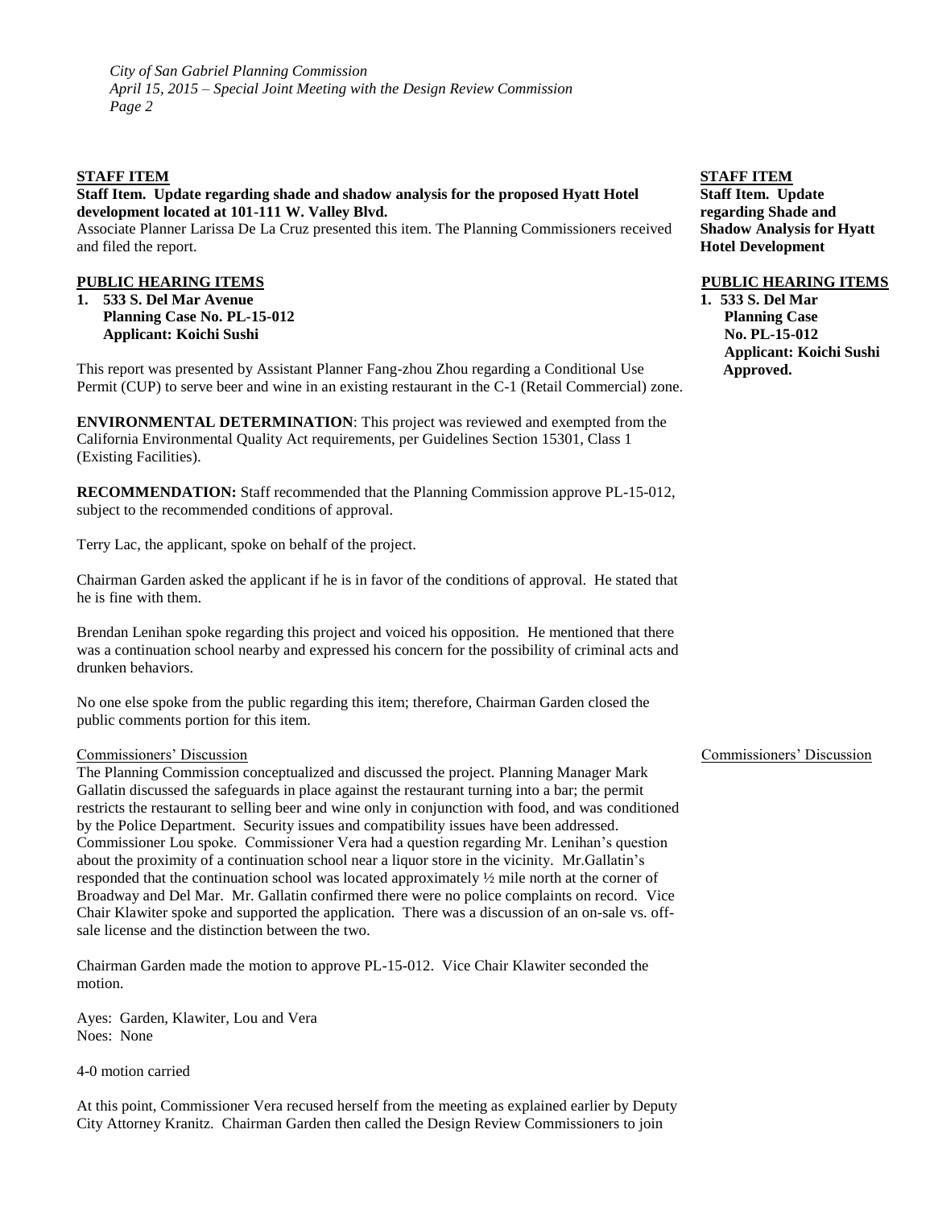**STAFF ITEM**

**Staff Item. Update regarding shade and shadow analysis for the proposed Hyatt Hotel development located at 101-111 W. Valley Blvd.**

Associate Planner Larissa De La Cruz presented this item. The Planning Commissioners received and filed the report.

**STAFF ITEM**
**Staff Item. Update regarding Shade and Shadow Analysis for Hyatt Hotel Development**

**PUBLIC HEARING ITEMS**

**1. 533 S. Del Mar Avenue**
**Planning Case No. PL-15-012**
**Applicant: Koichi Sushi**

**PUBLIC HEARING ITEMS**
**1. 533 S. Del Mar Planning Case No. PL-15-012 Applicant: Koichi Sushi Approved.**

This report was presented by Assistant Planner Fang-zhou Zhou regarding a Conditional Use Permit (CUP) to serve beer and wine in an existing restaurant in the C-1 (Retail Commercial) zone.

**ENVIRONMENTAL DETERMINATION**: This project was reviewed and exempted from the California Environmental Quality Act requirements, per Guidelines Section 15301, Class 1 (Existing Facilities).

**RECOMMENDATION:** Staff recommended that the Planning Commission approve PL-15-012, subject to the recommended conditions of approval.

Terry Lac, the applicant, spoke on behalf of the project.

Chairman Garden asked the applicant if he is in favor of the conditions of approval. He stated that he is fine with them.

Brendan Lenihan spoke regarding this project and voiced his opposition. He mentioned that there was a continuation school nearby and expressed his concern for the possibility of criminal acts and drunken behaviors.

No one else spoke from the public regarding this item; therefore, Chairman Garden closed the public comments portion for this item.

Commissioners' Discussion

The Planning Commission conceptualized and discussed the project. Planning Manager Mark Gallatin discussed the safeguards in place against the restaurant turning into a bar; the permit restricts the restaurant to selling beer and wine only in conjunction with food, and was conditioned by the Police Department. Security issues and compatibility issues have been addressed. Commissioner Lou spoke. Commissioner Vera had a question regarding Mr. Lenihan's question about the proximity of a continuation school near a liquor store in the vicinity. Mr.Gallatin's responded that the continuation school was located approximately ½ mile north at the corner of Broadway and Del Mar. Mr. Gallatin confirmed there were no police complaints on record. Vice Chair Klawiter spoke and supported the application. There was a discussion of an on-sale vs. off-sale license and the distinction between the two.

Commissioners' Discussion

Chairman Garden made the motion to approve PL-15-012. Vice Chair Klawiter seconded the motion.

Ayes: Garden, Klawiter, Lou and Vera
Noes: None

4-0 motion carried

At this point, Commissioner Vera recused herself from the meeting as explained earlier by Deputy City Attorney Kranitz. Chairman Garden then called the Design Review Commissioners to join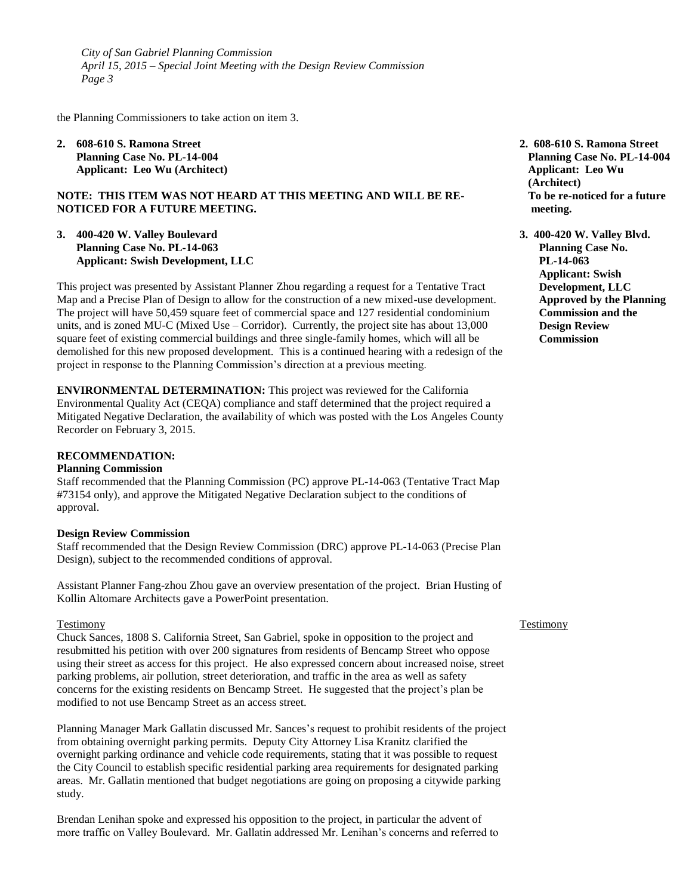the Planning Commissioners to take action on item 3.

**2. 608-610 S. Ramona Street**
**Planning Case No. PL-14-004**
**Applicant: Leo Wu (Architect)**

**NOTE: THIS ITEM WAS NOT HEARD AT THIS MEETING AND WILL BE RE-NOTICED FOR A FUTURE MEETING.**

**2. 608-610 S. Ramona Street Planning Case No. PL-14-004 Applicant: Leo Wu (Architect) To be re-noticed for a future meeting.**

**3. 400-420 W. Valley Boulevard**
**Planning Case No. PL-14-063**
**Applicant: Swish Development, LLC**

**3. 400-420 W. Valley Blvd. Planning Case No. PL-14-063 Applicant: Swish Development, LLC Approved by the Planning Commission and the Design Review Commission**

This project was presented by Assistant Planner Zhou regarding a request for a Tentative Tract Map and a Precise Plan of Design to allow for the construction of a new mixed-use development. The project will have 50,459 square feet of commercial space and 127 residential condominium units, and is zoned MU-C (Mixed Use – Corridor). Currently, the project site has about 13,000 square feet of existing commercial buildings and three single-family homes, which will all be demolished for this new proposed development. This is a continued hearing with a redesign of the project in response to the Planning Commission's direction at a previous meeting.

**ENVIRONMENTAL DETERMINATION:** This project was reviewed for the California Environmental Quality Act (CEQA) compliance and staff determined that the project required a Mitigated Negative Declaration, the availability of which was posted with the Los Angeles County Recorder on February 3, 2015.

**RECOMMENDATION:**

**Planning Commission**

Staff recommended that the Planning Commission (PC) approve PL-14-063 (Tentative Tract Map #73154 only), and approve the Mitigated Negative Declaration subject to the conditions of approval.

**Design Review Commission**

Staff recommended that the Design Review Commission (DRC) approve PL-14-063 (Precise Plan Design), subject to the recommended conditions of approval.

Assistant Planner Fang-zhou Zhou gave an overview presentation of the project. Brian Husting of Kollin Altomare Architects gave a PowerPoint presentation.

Testimony

Chuck Sances, 1808 S. California Street, San Gabriel, spoke in opposition to the project and resubmitted his petition with over 200 signatures from residents of Bencamp Street who oppose using their street as access for this project. He also expressed concern about increased noise, street parking problems, air pollution, street deterioration, and traffic in the area as well as safety concerns for the existing residents on Bencamp Street. He suggested that the project's plan be modified to not use Bencamp Street as an access street.

Planning Manager Mark Gallatin discussed Mr. Sances's request to prohibit residents of the project from obtaining overnight parking permits. Deputy City Attorney Lisa Kranitz clarified the overnight parking ordinance and vehicle code requirements, stating that it was possible to request the City Council to establish specific residential parking area requirements for designated parking areas. Mr. Gallatin mentioned that budget negotiations are going on proposing a citywide parking study.

Brendan Lenihan spoke and expressed his opposition to the project, in particular the advent of more traffic on Valley Boulevard. Mr. Gallatin addressed Mr. Lenihan's concerns and referred to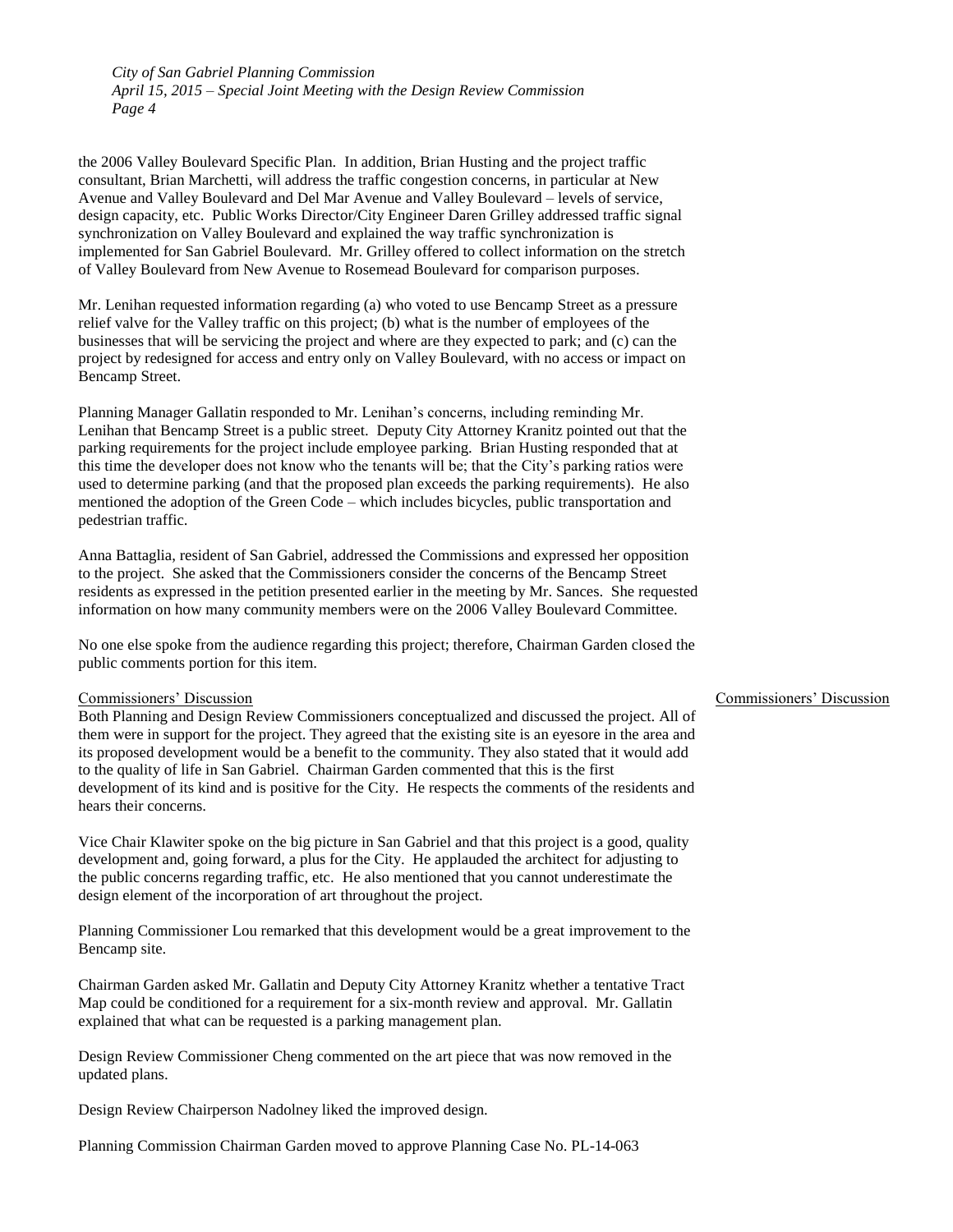the 2006 Valley Boulevard Specific Plan. In addition, Brian Husting and the project traffic consultant, Brian Marchetti, will address the traffic congestion concerns, in particular at New Avenue and Valley Boulevard and Del Mar Avenue and Valley Boulevard – levels of service, design capacity, etc. Public Works Director/City Engineer Daren Grilley addressed traffic signal synchronization on Valley Boulevard and explained the way traffic synchronization is implemented for San Gabriel Boulevard. Mr. Grilley offered to collect information on the stretch of Valley Boulevard from New Avenue to Rosemead Boulevard for comparison purposes.

Mr. Lenihan requested information regarding (a) who voted to use Bencamp Street as a pressure relief valve for the Valley traffic on this project; (b) what is the number of employees of the businesses that will be servicing the project and where are they expected to park; and (c) can the project by redesigned for access and entry only on Valley Boulevard, with no access or impact on Bencamp Street.

Planning Manager Gallatin responded to Mr. Lenihan's concerns, including reminding Mr. Lenihan that Bencamp Street is a public street. Deputy City Attorney Kranitz pointed out that the parking requirements for the project include employee parking. Brian Husting responded that at this time the developer does not know who the tenants will be; that the City's parking ratios were used to determine parking (and that the proposed plan exceeds the parking requirements). He also mentioned the adoption of the Green Code – which includes bicycles, public transportation and pedestrian traffic.

Anna Battaglia, resident of San Gabriel, addressed the Commissions and expressed her opposition to the project. She asked that the Commissioners consider the concerns of the Bencamp Street residents as expressed in the petition presented earlier in the meeting by Mr. Sances. She requested information on how many community members were on the 2006 Valley Boulevard Committee.

No one else spoke from the audience regarding this project; therefore, Chairman Garden closed the public comments portion for this item.

Commissioners' Discussion

Commissioners' Discussion

Both Planning and Design Review Commissioners conceptualized and discussed the project. All of them were in support for the project. They agreed that the existing site is an eyesore in the area and its proposed development would be a benefit to the community. They also stated that it would add to the quality of life in San Gabriel. Chairman Garden commented that this is the first development of its kind and is positive for the City. He respects the comments of the residents and hears their concerns.

Vice Chair Klawiter spoke on the big picture in San Gabriel and that this project is a good, quality development and, going forward, a plus for the City. He applauded the architect for adjusting to the public concerns regarding traffic, etc. He also mentioned that you cannot underestimate the design element of the incorporation of art throughout the project.

Planning Commissioner Lou remarked that this development would be a great improvement to the Bencamp site.

Chairman Garden asked Mr. Gallatin and Deputy City Attorney Kranitz whether a tentative Tract Map could be conditioned for a requirement for a six-month review and approval. Mr. Gallatin explained that what can be requested is a parking management plan.

Design Review Commissioner Cheng commented on the art piece that was now removed in the updated plans.

Design Review Chairperson Nadolney liked the improved design.

Planning Commission Chairman Garden moved to approve Planning Case No. PL-14-063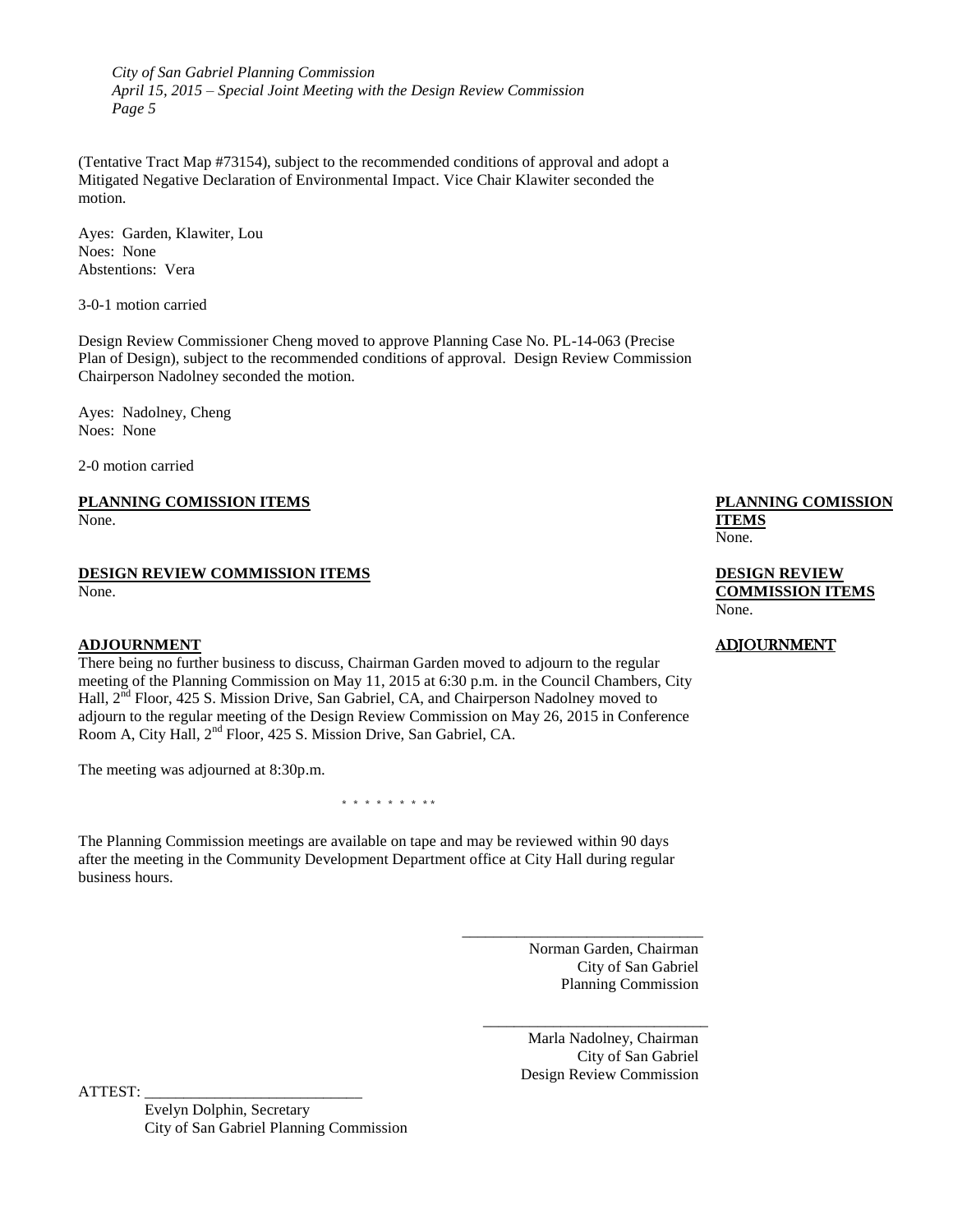(Tentative Tract Map #73154), subject to the recommended conditions of approval and adopt a Mitigated Negative Declaration of Environmental Impact. Vice Chair Klawiter seconded the motion.

Ayes: Garden, Klawiter, Lou
Noes: None
Abstentions: Vera

3-0-1 motion carried

Design Review Commissioner Cheng moved to approve Planning Case No. PL-14-063 (Precise Plan of Design), subject to the recommended conditions of approval. Design Review Commission Chairperson Nadolney seconded the motion.

Ayes: Nadolney, Cheng
Noes: None

2-0 motion carried

**PLANNING COMISSION ITEMS**
None.

**DESIGN REVIEW COMMISSION ITEMS**
None.

**ADJOURNMENT**
There being no further business to discuss, Chairman Garden moved to adjourn to the regular meeting of the Planning Commission on May 11, 2015 at 6:30 p.m. in the Council Chambers, City Hall, 2nd Floor, 425 S. Mission Drive, San Gabriel, CA, and Chairperson Nadolney moved to adjourn to the regular meeting of the Design Review Commission on May 26, 2015 in Conference Room A, City Hall, 2nd Floor, 425 S. Mission Drive, San Gabriel, CA.

The meeting was adjourned at 8:30p.m.

\* \* \* \* \* \* \* \* \*

The Planning Commission meetings are available on tape and may be reviewed within 90 days after the meeting in the Community Development Department office at City Hall during regular business hours.

\_\_\_\_\_\_\_\_\_\_\_\_\_\_\_\_\_\_\_\_\_\_\_\_\_\_\_\_\_\_
Norman Garden, Chairman
City of San Gabriel
Planning Commission

\_\_\_\_\_\_\_\_\_\_\_\_\_\_\_\_\_\_\_\_\_\_\_\_\_\_\_\_\_\_
Marla Nadolney, Chairman
City of San Gabriel
Design Review Commission

ATTEST: \_\_\_\_\_\_\_\_\_\_\_\_\_\_\_\_\_\_\_\_\_\_\_\_\_\_\_\_
Evelyn Dolphin, Secretary
City of San Gabriel Planning Commission